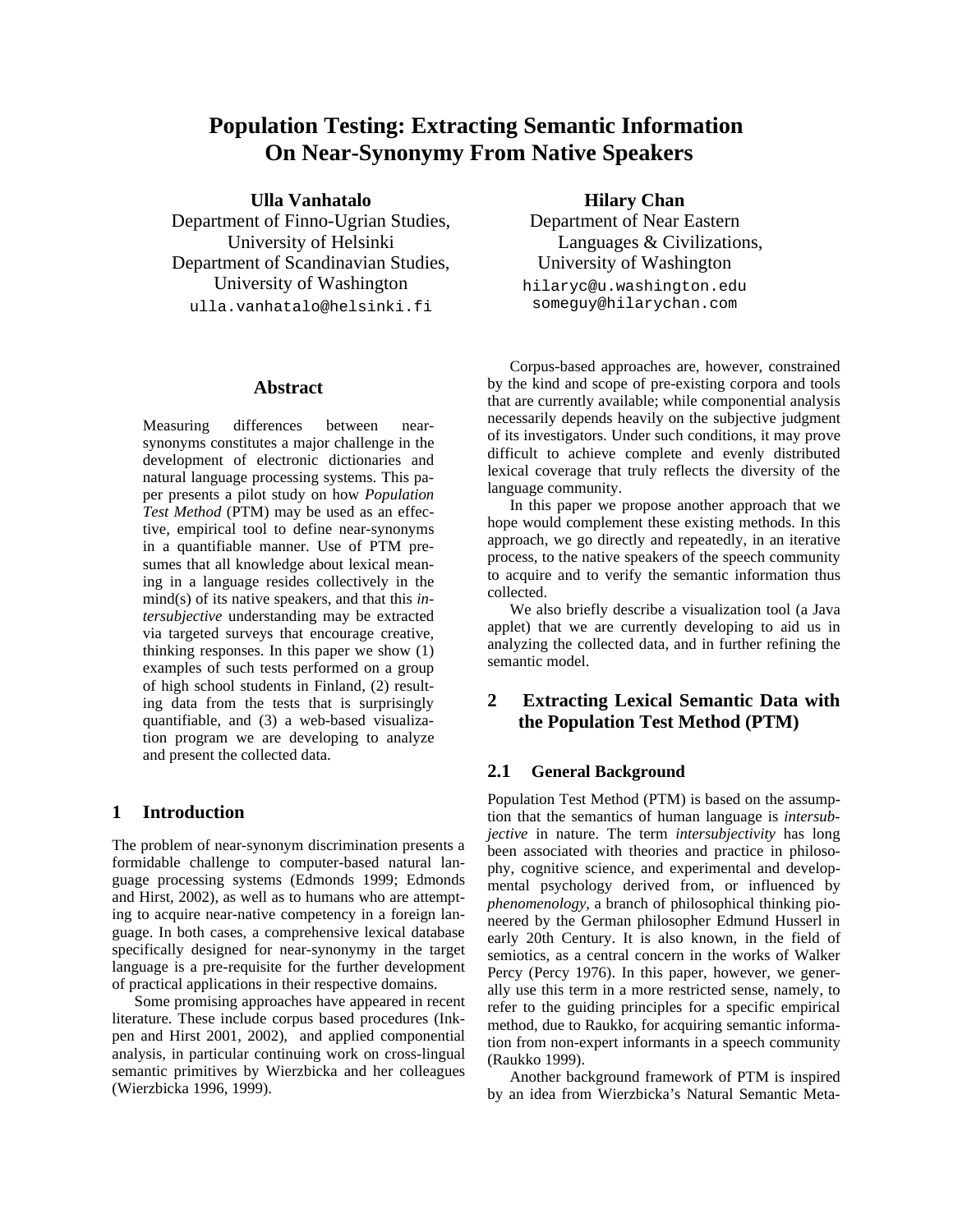# Population Testing: Extracting Semantic Information On Near-Synonymy From Native Speakers

**Ulla Vanhatalo**
Department of Finno-Ugrian Studies,
University of Helsinki
Department of Scandinavian Studies,
University of Washington
ulla.vanhatalo@helsinki.fi

**Hilary Chan**
Department of Near Eastern
Languages & Civilizations,
University of Washington
hilaryc@u.washington.edu
someguy@hilarychan.com

## Abstract

Measuring differences between near-synonyms constitutes a major challenge in the development of electronic dictionaries and natural language processing systems. This paper presents a pilot study on how *Population Test Method* (PTM) may be used as an effective, empirical tool to define near-synonyms in a quantifiable manner. Use of PTM presumes that all knowledge about lexical meaning in a language resides collectively in the mind(s) of its native speakers, and that this *intersubjective* understanding may be extracted via targeted surveys that encourage creative, thinking responses. In this paper we show (1) examples of such tests performed on a group of high school students in Finland, (2) resulting data from the tests that is surprisingly quantifiable, and (3) a web-based visualization program we are developing to analyze and present the collected data.

## 1 Introduction

The problem of near-synonym discrimination presents a formidable challenge to computer-based natural language processing systems (Edmonds 1999; Edmonds and Hirst, 2002), as well as to humans who are attempting to acquire near-native competency in a foreign language. In both cases, a comprehensive lexical database specifically designed for near-synonymy in the target language is a pre-requisite for the further development of practical applications in their respective domains.

Some promising approaches have appeared in recent literature. These include corpus based procedures (Inkpen and Hirst 2001, 2002), and applied componential analysis, in particular continuing work on cross-lingual semantic primitives by Wierzbicka and her colleagues (Wierzbicka 1996, 1999).

Corpus-based approaches are, however, constrained by the kind and scope of pre-existing corpora and tools that are currently available; while componential analysis necessarily depends heavily on the subjective judgment of its investigators. Under such conditions, it may prove difficult to achieve complete and evenly distributed lexical coverage that truly reflects the diversity of the language community.

In this paper we propose another approach that we hope would complement these existing methods. In this approach, we go directly and repeatedly, in an iterative process, to the native speakers of the speech community to acquire and to verify the semantic information thus collected.

We also briefly describe a visualization tool (a Java applet) that we are currently developing to aid us in analyzing the collected data, and in further refining the semantic model.

## 2 Extracting Lexical Semantic Data with the Population Test Method (PTM)

### 2.1 General Background

Population Test Method (PTM) is based on the assumption that the semantics of human language is *intersubjective* in nature. The term *intersubjectivity* has long been associated with theories and practice in philosophy, cognitive science, and experimental and developmental psychology derived from, or influenced by *phenomenology*, a branch of philosophical thinking pioneered by the German philosopher Edmund Husserl in early 20th Century. It is also known, in the field of semiotics, as a central concern in the works of Walker Percy (Percy 1976). In this paper, however, we generally use this term in a more restricted sense, namely, to refer to the guiding principles for a specific empirical method, due to Raukko, for acquiring semantic information from non-expert informants in a speech community (Raukko 1999).

Another background framework of PTM is inspired by an idea from Wierzbicka's Natural Semantic Meta-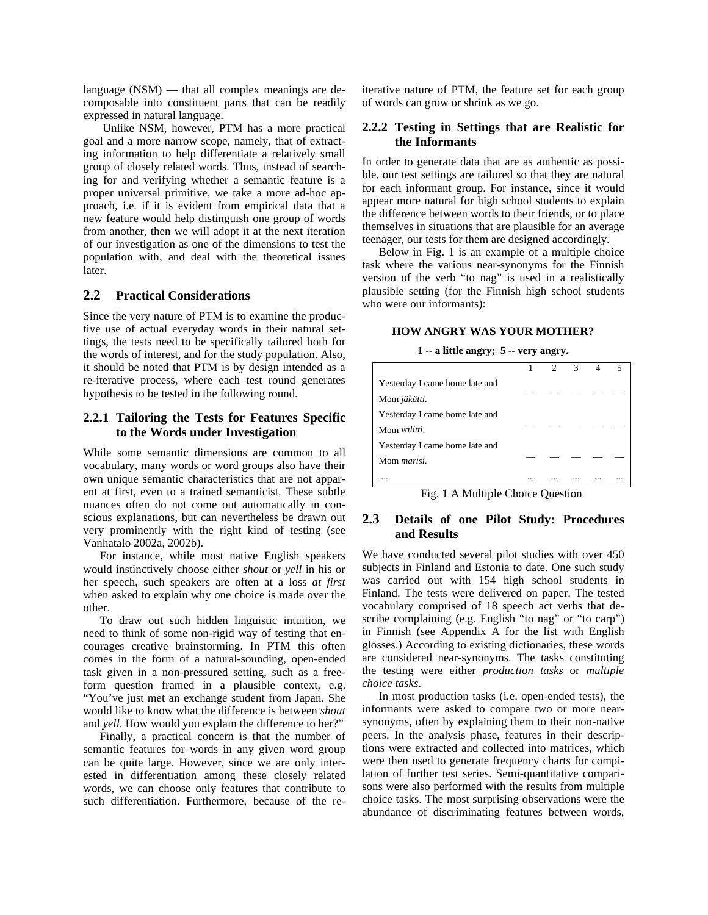language (NSM) — that all complex meanings are decomposable into constituent parts that can be readily expressed in natural language.

Unlike NSM, however, PTM has a more practical goal and a more narrow scope, namely, that of extracting information to help differentiate a relatively small group of closely related words. Thus, instead of searching for and verifying whether a semantic feature is a proper universal primitive, we take a more ad-hoc approach, i.e. if it is evident from empirical data that a new feature would help distinguish one group of words from another, then we will adopt it at the next iteration of our investigation as one of the dimensions to test the population with, and deal with the theoretical issues later.

## 2.2 Practical Considerations

Since the very nature of PTM is to examine the productive use of actual everyday words in their natural settings, the tests need to be specifically tailored both for the words of interest, and for the study population. Also, it should be noted that PTM is by design intended as a re-iterative process, where each test round generates hypothesis to be tested in the following round.

### 2.2.1 Tailoring the Tests for Features Specific to the Words under Investigation

While some semantic dimensions are common to all vocabulary, many words or word groups also have their own unique semantic characteristics that are not apparent at first, even to a trained semanticist. These subtle nuances often do not come out automatically in conscious explanations, but can nevertheless be drawn out very prominently with the right kind of testing (see Vanhatalo 2002a, 2002b).

For instance, while most native English speakers would instinctively choose either *shout* or *yell* in his or her speech, such speakers are often at a loss *at first* when asked to explain why one choice is made over the other.

To draw out such hidden linguistic intuition, we need to think of some non-rigid way of testing that encourages creative brainstorming. In PTM this often comes in the form of a natural-sounding, open-ended task given in a non-pressured setting, such as a free-form question framed in a plausible context, e.g. "You've just met an exchange student from Japan. She would like to know what the difference is between *shout* and *yell*. How would you explain the difference to her?"

Finally, a practical concern is that the number of semantic features for words in any given word group can be quite large. However, since we are only interested in differentiation among these closely related words, we can choose only features that contribute to such differentiation. Furthermore, because of the re-iterative nature of PTM, the feature set for each group of words can grow or shrink as we go.

### 2.2.2 Testing in Settings that are Realistic for the Informants

In order to generate data that are as authentic as possible, our test settings are tailored so that they are natural for each informant group. For instance, since it would appear more natural for high school students to explain the difference between words to their friends, or to place themselves in situations that are plausible for an average teenager, our tests for them are designed accordingly.

Below in Fig. 1 is an example of a multiple choice task where the various near-synonyms for the Finnish version of the verb "to nag" is used in a realistically plausible setting (for the Finnish high school students who were our informants):

**HOW ANGRY WAS YOUR MOTHER?**

**1 -- a little angry; 5 -- very angry.**

| | 1 | 2 | 3 | 4 | 5 |
|---|---|---|---|---|---|
| Yesterday I came home late and Mom *jäkätti*. | __ | __ | __ | __ | __ |
| Yesterday I came home late and Mom *valitti*. | __ | __ | __ | __ | __ |
| Yesterday I came home late and Mom *marisi*. | __ | __ | __ | __ | __ |
| .... | ... | ... | ... | ... | ... |

Fig. 1 A Multiple Choice Question

## 2.3 Details of one Pilot Study: Procedures and Results

We have conducted several pilot studies with over 450 subjects in Finland and Estonia to date. One such study was carried out with 154 high school students in Finland. The tests were delivered on paper. The tested vocabulary comprised of 18 speech act verbs that describe complaining (e.g. English "to nag" or "to carp") in Finnish (see Appendix A for the list with English glosses.) According to existing dictionaries, these words are considered near-synonyms. The tasks constituting the testing were either *production tasks* or *multiple choice tasks*.

In most production tasks (i.e. open-ended tests), the informants were asked to compare two or more near-synonyms, often by explaining them to their non-native peers. In the analysis phase, features in their descriptions were extracted and collected into matrices, which were then used to generate frequency charts for compilation of further test series. Semi-quantitative comparisons were also performed with the results from multiple choice tasks. The most surprising observations were the abundance of discriminating features between words,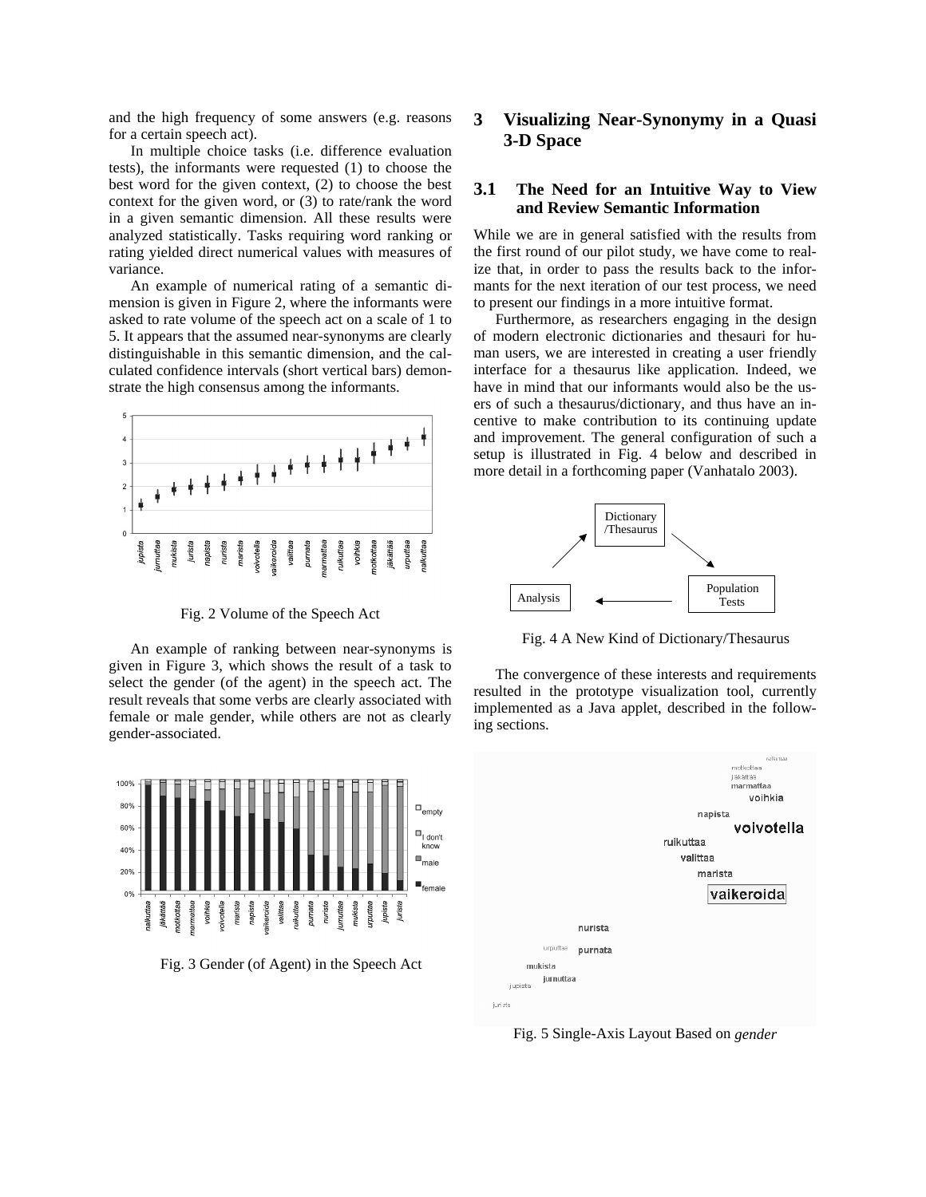and the high frequency of some answers (e.g. reasons for a certain speech act).

In multiple choice tasks (i.e. difference evaluation tests), the informants were requested (1) to choose the best word for the given context, (2) to choose the best context for the given word, or (3) to rate/rank the word in a given semantic dimension. All these results were analyzed statistically. Tasks requiring word ranking or rating yielded direct numerical values with measures of variance.

An example of numerical rating of a semantic dimension is given in Figure 2, where the informants were asked to rate volume of the speech act on a scale of 1 to 5. It appears that the assumed near-synonyms are clearly distinguishable in this semantic dimension, and the calculated confidence intervals (short vertical bars) demonstrate the high consensus among the informants.

Fig. 2 Volume of the Speech Act

An example of ranking between near-synonyms is given in Figure 3, which shows the result of a task to select the gender (of the agent) in the speech act. The result reveals that some verbs are clearly associated with female or male gender, while others are not as clearly gender-associated.

Fig. 3 Gender (of Agent) in the Speech Act

## 3 Visualizing Near-Synonymy in a Quasi 3-D Space

### 3.1 The Need for an Intuitive Way to View and Review Semantic Information

While we are in general satisfied with the results from the first round of our pilot study, we have come to realize that, in order to pass the results back to the informants for the next iteration of our test process, we need to present our findings in a more intuitive format.

Furthermore, as researchers engaging in the design of modern electronic dictionaries and thesauri for human users, we are interested in creating a user friendly interface for a thesaurus like application. Indeed, we have in mind that our informants would also be the users of such a thesaurus/dictionary, and thus have an incentive to make contribution to its continuing update and improvement. The general configuration of such a setup is illustrated in Fig. 4 below and described in more detail in a forthcoming paper (Vanhatalo 2003).

Fig. 4 A New Kind of Dictionary/Thesaurus

The convergence of these interests and requirements resulted in the prototype visualization tool, currently implemented as a Java applet, described in the following sections.

Fig. 5 Single-Axis Layout Based on *gender*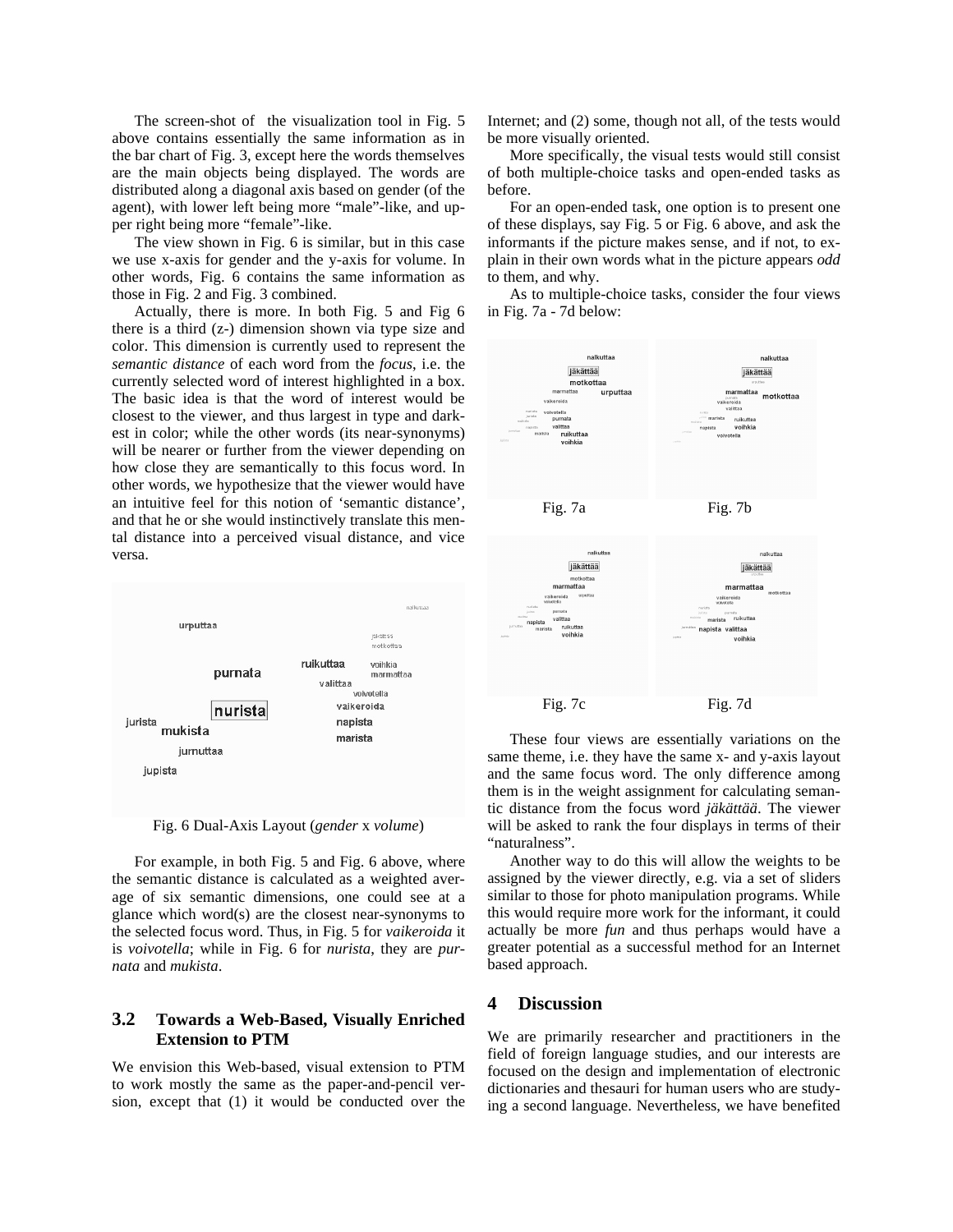The screen-shot of the visualization tool in Fig. 5 above contains essentially the same information as in the bar chart of Fig. 3, except here the words themselves are the main objects being displayed. The words are distributed along a diagonal axis based on gender (of the agent), with lower left being more "male"-like, and upper right being more "female"-like.

The view shown in Fig. 6 is similar, but in this case we use x-axis for gender and the y-axis for volume. In other words, Fig. 6 contains the same information as those in Fig. 2 and Fig. 3 combined.

Actually, there is more. In both Fig. 5 and Fig 6 there is a third (z-) dimension shown via type size and color. This dimension is currently used to represent the *semantic distance* of each word from the *focus*, i.e. the currently selected word of interest highlighted in a box. The basic idea is that the word of interest would be closest to the viewer, and thus largest in type and darkest in color; while the other words (its near-synonyms) will be nearer or further from the viewer depending on how close they are semantically to this focus word. In other words, we hypothesize that the viewer would have an intuitive feel for this notion of 'semantic distance', and that he or she would instinctively translate this mental distance into a perceived visual distance, and vice versa.

Fig. 6 Dual-Axis Layout (*gender* x *volume*)

For example, in both Fig. 5 and Fig. 6 above, where the semantic distance is calculated as a weighted average of six semantic dimensions, one could see at a glance which word(s) are the closest near-synonyms to the selected focus word. Thus, in Fig. 5 for *vaikeroida* it is *voivotella*; while in Fig. 6 for *nurista*, they are *purnata* and *mukista*.

## 3.2 Towards a Web-Based, Visually Enriched Extension to PTM

We envision this Web-based, visual extension to PTM to work mostly the same as the paper-and-pencil version, except that (1) it would be conducted over the Internet; and (2) some, though not all, of the tests would be more visually oriented.

More specifically, the visual tests would still consist of both multiple-choice tasks and open-ended tasks as before.

For an open-ended task, one option is to present one of these displays, say Fig. 5 or Fig. 6 above, and ask the informants if the picture makes sense, and if not, to explain in their own words what in the picture appears *odd* to them, and why.

As to multiple-choice tasks, consider the four views in Fig. 7a - 7d below:

Fig. 7a

Fig. 7b

Fig. 7c

Fig. 7d

These four views are essentially variations on the same theme, i.e. they have the same x- and y-axis layout and the same focus word. The only difference among them is in the weight assignment for calculating semantic distance from the focus word *jäkättää*. The viewer will be asked to rank the four displays in terms of their "naturalness".

Another way to do this will allow the weights to be assigned by the viewer directly, e.g. via a set of sliders similar to those for photo manipulation programs. While this would require more work for the informant, it could actually be more *fun* and thus perhaps would have a greater potential as a successful method for an Internet based approach.

# 4 Discussion

We are primarily researcher and practitioners in the field of foreign language studies, and our interests are focused on the design and implementation of electronic dictionaries and thesauri for human users who are studying a second language. Nevertheless, we have benefited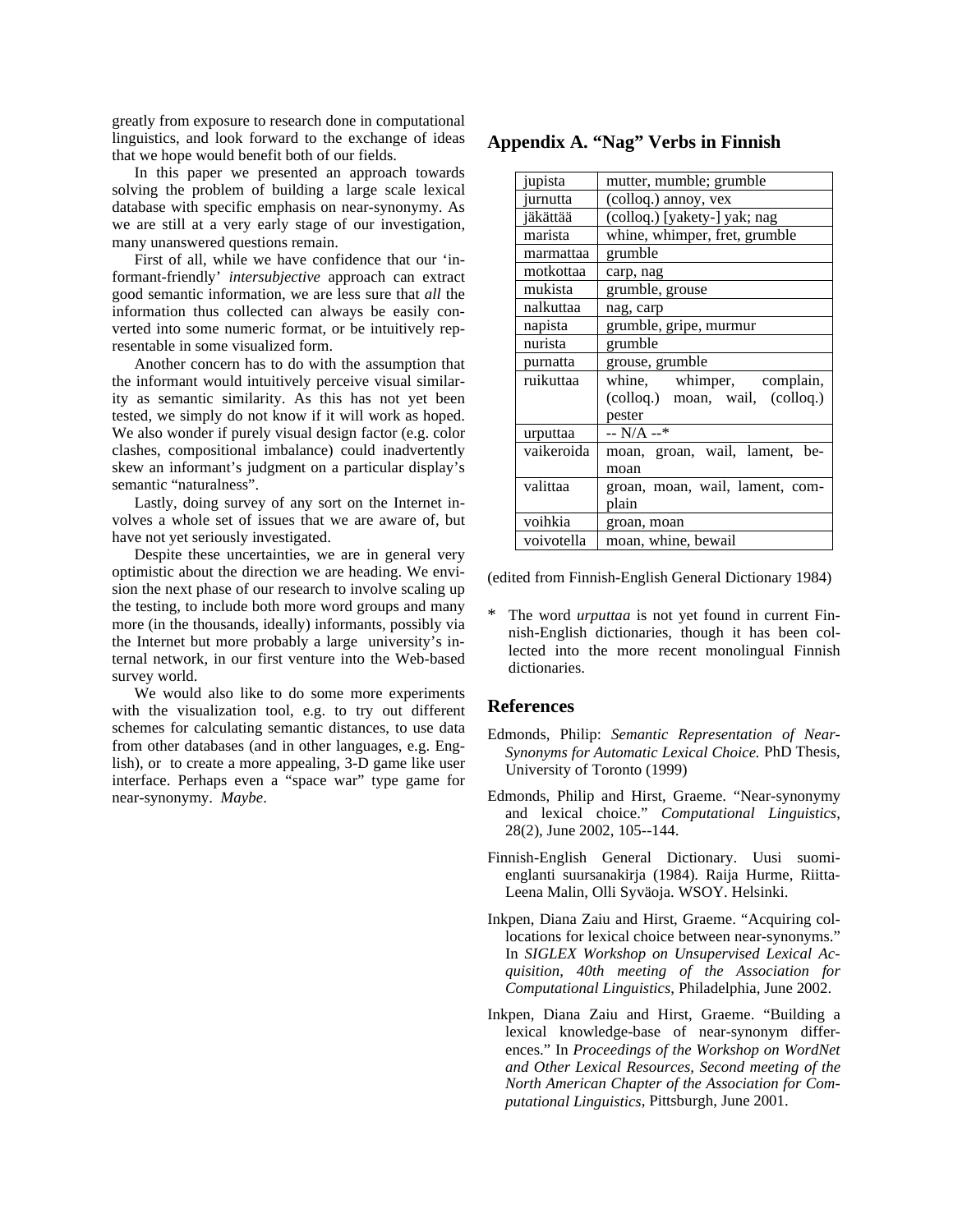greatly from exposure to research done in computational linguistics, and look forward to the exchange of ideas that we hope would benefit both of our fields.

In this paper we presented an approach towards solving the problem of building a large scale lexical database with specific emphasis on near-synonymy. As we are still at a very early stage of our investigation, many unanswered questions remain.

First of all, while we have confidence that our 'informant-friendly' *intersubjective* approach can extract good semantic information, we are less sure that *all* the information thus collected can always be easily converted into some numeric format, or be intuitively representable in some visualized form.

Another concern has to do with the assumption that the informant would intuitively perceive visual similarity as semantic similarity. As this has not yet been tested, we simply do not know if it will work as hoped. We also wonder if purely visual design factor (e.g. color clashes, compositional imbalance) could inadvertently skew an informant's judgment on a particular display's semantic "naturalness".

Lastly, doing survey of any sort on the Internet involves a whole set of issues that we are aware of, but have not yet seriously investigated.

Despite these uncertainties, we are in general very optimistic about the direction we are heading. We envision the next phase of our research to involve scaling up the testing, to include both more word groups and many more (in the thousands, ideally) informants, possibly via the Internet but more probably a large university's internal network, in our first venture into the Web-based survey world.

We would also like to do some more experiments with the visualization tool, e.g. to try out different schemes for calculating semantic distances, to use data from other databases (and in other languages, e.g. English), or to create a more appealing, 3-D game like user interface. Perhaps even a "space war" type game for near-synonymy. *Maybe*.

## Appendix A. "Nag" Verbs in Finnish

| | |
|---|---|
| jupista | mutter, mumble; grumble |
| jurnutta | (colloq.) annoy, vex |
| jäkättää | (colloq.) [yakety-] yak; nag |
| marista | whine, whimper, fret, grumble |
| marmattaa | grumble |
| motkottaa | carp, nag |
| mukista | grumble, grouse |
| nalkuttaa | nag, carp |
| napista | grumble, gripe, murmur |
| nurista | grumble |
| purnatta | grouse, grumble |
| ruikuttaa | whine, whimper, complain, (colloq.) moan, wail, (colloq.) pester |
| urputtaa | -- N/A --* |
| vaikeroida | moan, groan, wail, lament, bemoan |
| valittaa | groan, moan, wail, lament, complain |
| voihkia | groan, moan |
| voivotella | moan, whine, bewail |

(edited from Finnish-English General Dictionary 1984)

\* The word *urputtaa* is not yet found in current Finnish-English dictionaries, though it has been collected into the more recent monolingual Finnish dictionaries.

## References

Edmonds, Philip: *Semantic Representation of Near-Synonyms for Automatic Lexical Choice.* PhD Thesis, University of Toronto (1999)

Edmonds, Philip and Hirst, Graeme. "Near-synonymy and lexical choice." *Computational Linguistics*, 28(2), June 2002, 105--144.

Finnish-English General Dictionary. Uusi suomi-englanti suursanakirja (1984). Raija Hurme, Riitta-Leena Malin, Olli Syväoja. WSOY. Helsinki.

Inkpen, Diana Zaiu and Hirst, Graeme. "Acquiring collocations for lexical choice between near-synonyms." In *SIGLEX Workshop on Unsupervised Lexical Acquisition, 40th meeting of the Association for Computational Linguistics*, Philadelphia, June 2002.

Inkpen, Diana Zaiu and Hirst, Graeme. "Building a lexical knowledge-base of near-synonym differences." In *Proceedings of the Workshop on WordNet and Other Lexical Resources, Second meeting of the North American Chapter of the Association for Computational Linguistics*, Pittsburgh, June 2001.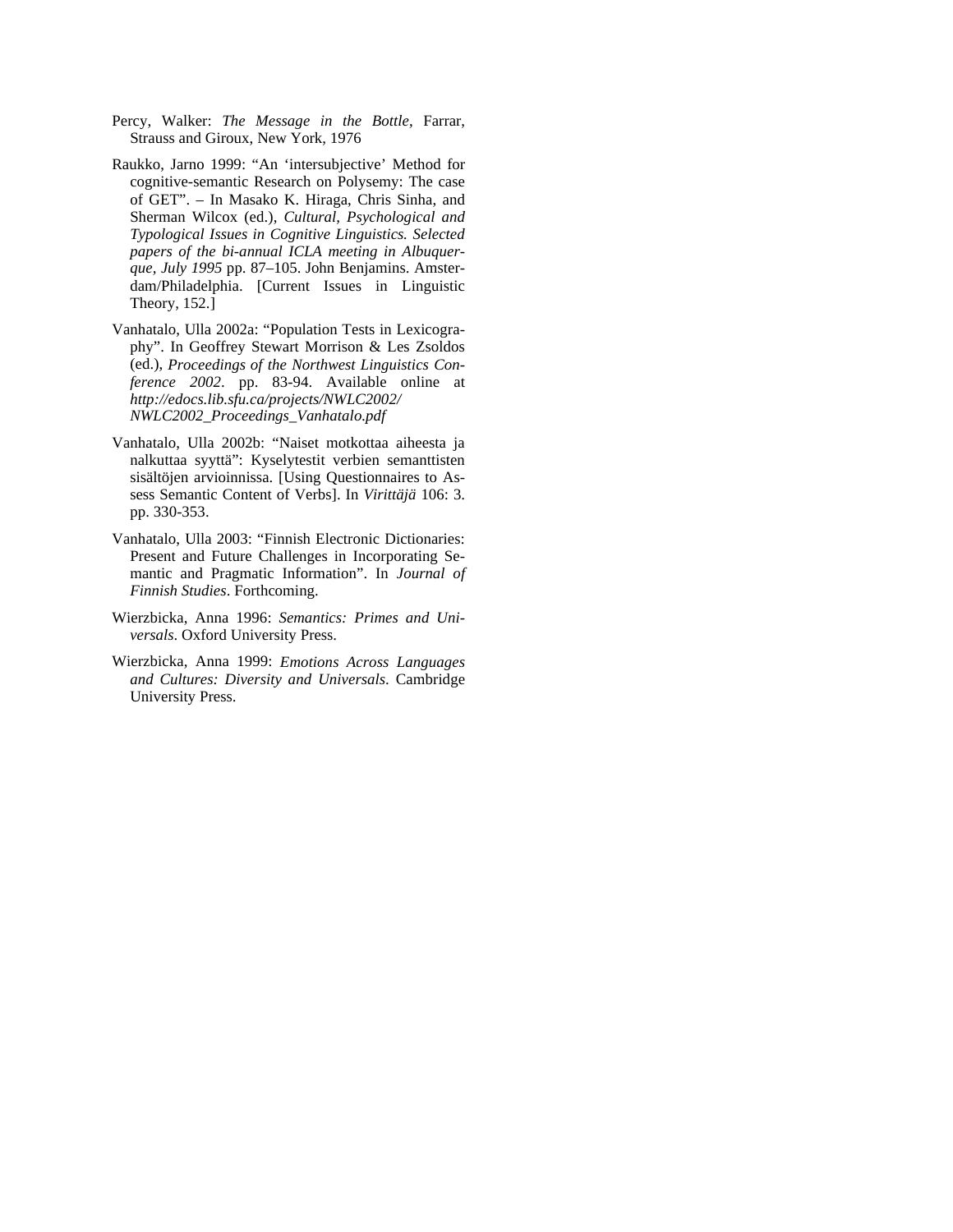Percy, Walker: *The Message in the Bottle*, Farrar, Strauss and Giroux, New York, 1976

Raukko, Jarno 1999: “An ‘intersubjective’ Method for cognitive-semantic Research on Polysemy: The case of GET”. – In Masako K. Hiraga, Chris Sinha, and Sherman Wilcox (ed.), *Cultural, Psychological and Typological Issues in Cognitive Linguistics. Selected papers of the bi-annual ICLA meeting in Albuquerque, July 1995* pp. 87–105. John Benjamins. Amsterdam/Philadelphia. [Current Issues in Linguistic Theory, 152.]

Vanhatalo, Ulla 2002a: “Population Tests in Lexicography”. In Geoffrey Stewart Morrison & Les Zsoldos (ed.), *Proceedings of the Northwest Linguistics Conference 2002*. pp. 83-94. Available online at *http://edocs.lib.sfu.ca/projects/NWLC2002/NWLC2002_Proceedings_Vanhatalo.pdf*

Vanhatalo, Ulla 2002b: “Naiset motkottaa aiheesta ja nalkuttaa syyttä”: Kyselytestit verbien semanttisten sisältöjen arvioinnissa. [Using Questionnaires to Assess Semantic Content of Verbs]. In *Virittäjä* 106: 3. pp. 330-353.

Vanhatalo, Ulla 2003: “Finnish Electronic Dictionaries: Present and Future Challenges in Incorporating Semantic and Pragmatic Information”. In *Journal of Finnish Studies*. Forthcoming.

Wierzbicka, Anna 1996: *Semantics: Primes and Universals*. Oxford University Press.

Wierzbicka, Anna 1999: *Emotions Across Languages and Cultures: Diversity and Universals*. Cambridge University Press.